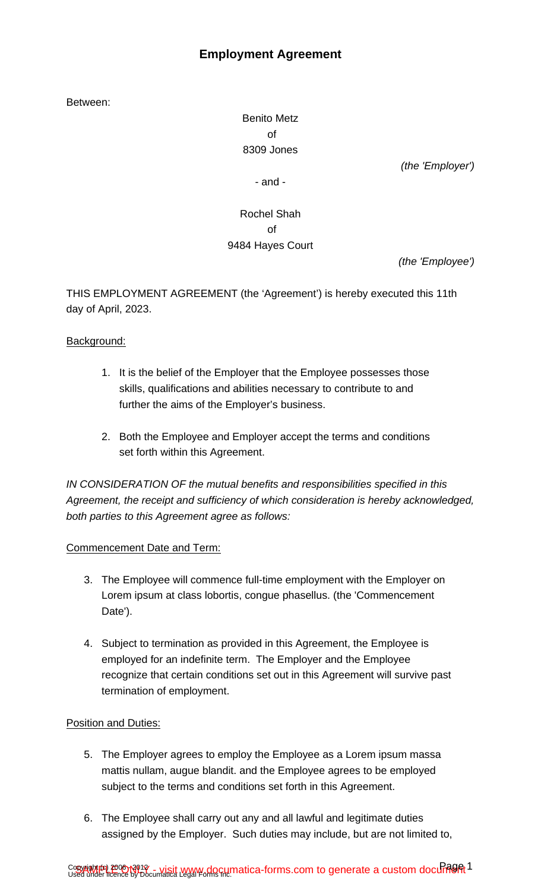# Employment Agreement

Between:

Benito Metz
of
8309 Jones

*(the 'Employer')*

\- and -

Rochel Shah
of
9484 Hayes Court

*(the 'Employee')*

THIS EMPLOYMENT AGREEMENT (the 'Agreement') is hereby executed this 11th day of April, 2023.

Background:

1. It is the belief of the Employer that the Employee possesses those skills, qualifications and abilities necessary to contribute to and further the aims of the Employer's business.

2. Both the Employee and Employer accept the terms and conditions set forth within this Agreement.

*IN CONSIDERATION OF the mutual benefits and responsibilities specified in this Agreement, the receipt and sufficiency of which consideration is hereby acknowledged, both parties to this Agreement agree as follows:*

Commencement Date and Term:

3. The Employee will commence full-time employment with the Employer on Lorem ipsum at class lobortis, congue phasellus. (the 'Commencement Date').

4. Subject to termination as provided in this Agreement, the Employee is employed for an indefinite term. The Employer and the Employee recognize that certain conditions set out in this Agreement will survive past termination of employment.

Position and Duties:

5. The Employer agrees to employ the Employee as a Lorem ipsum massa mattis nullam, augue blandit. and the Employee agrees to be employed subject to the terms and conditions set forth in this Agreement.

6. The Employee shall carry out any and all lawful and legitimate duties assigned by the Employer. Such duties may include, but are not limited to,

SAMPLE ONLY - visit www.documatica-forms.com to generate a custom document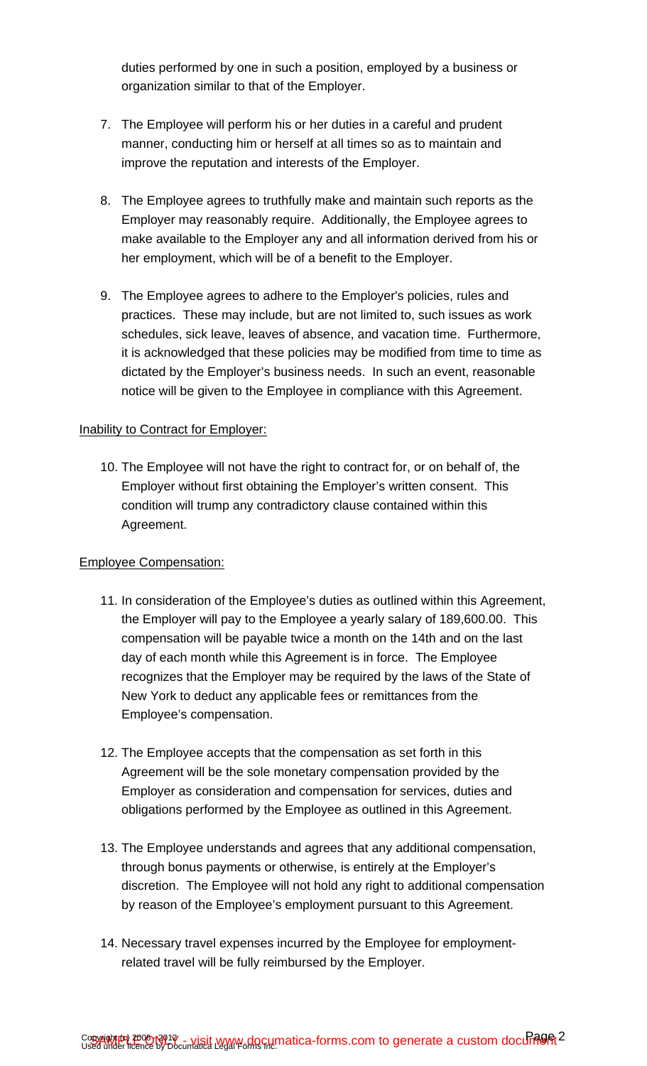duties performed by one in such a position, employed by a business or organization similar to that of the Employer.

7. The Employee will perform his or her duties in a careful and prudent manner, conducting him or herself at all times so as to maintain and improve the reputation and interests of the Employer.

8. The Employee agrees to truthfully make and maintain such reports as the Employer may reasonably require. Additionally, the Employee agrees to make available to the Employer any and all information derived from his or her employment, which will be of a benefit to the Employer.

9. The Employee agrees to adhere to the Employer's policies, rules and practices. These may include, but are not limited to, such issues as work schedules, sick leave, leaves of absence, and vacation time. Furthermore, it is acknowledged that these policies may be modified from time to time as dictated by the Employer's business needs. In such an event, reasonable notice will be given to the Employee in compliance with this Agreement.

<u>Inability to Contract for Employer:</u>

10. The Employee will not have the right to contract for, or on behalf of, the Employer without first obtaining the Employer's written consent. This condition will trump any contradictory clause contained within this Agreement.

<u>Employee Compensation:</u>

11. In consideration of the Employee's duties as outlined within this Agreement, the Employer will pay to the Employee a yearly salary of 189,600.00. This compensation will be payable twice a month on the 14th and on the last day of each month while this Agreement is in force. The Employee recognizes that the Employer may be required by the laws of the State of New York to deduct any applicable fees or remittances from the Employee's compensation.

12. The Employee accepts that the compensation as set forth in this Agreement will be the sole monetary compensation provided by the Employer as consideration and compensation for services, duties and obligations performed by the Employee as outlined in this Agreement.

13. The Employee understands and agrees that any additional compensation, through bonus payments or otherwise, is entirely at the Employer's discretion. The Employee will not hold any right to additional compensation by reason of the Employee's employment pursuant to this Agreement.

14. Necessary travel expenses incurred by the Employee for employment-related travel will be fully reimbursed by the Employer.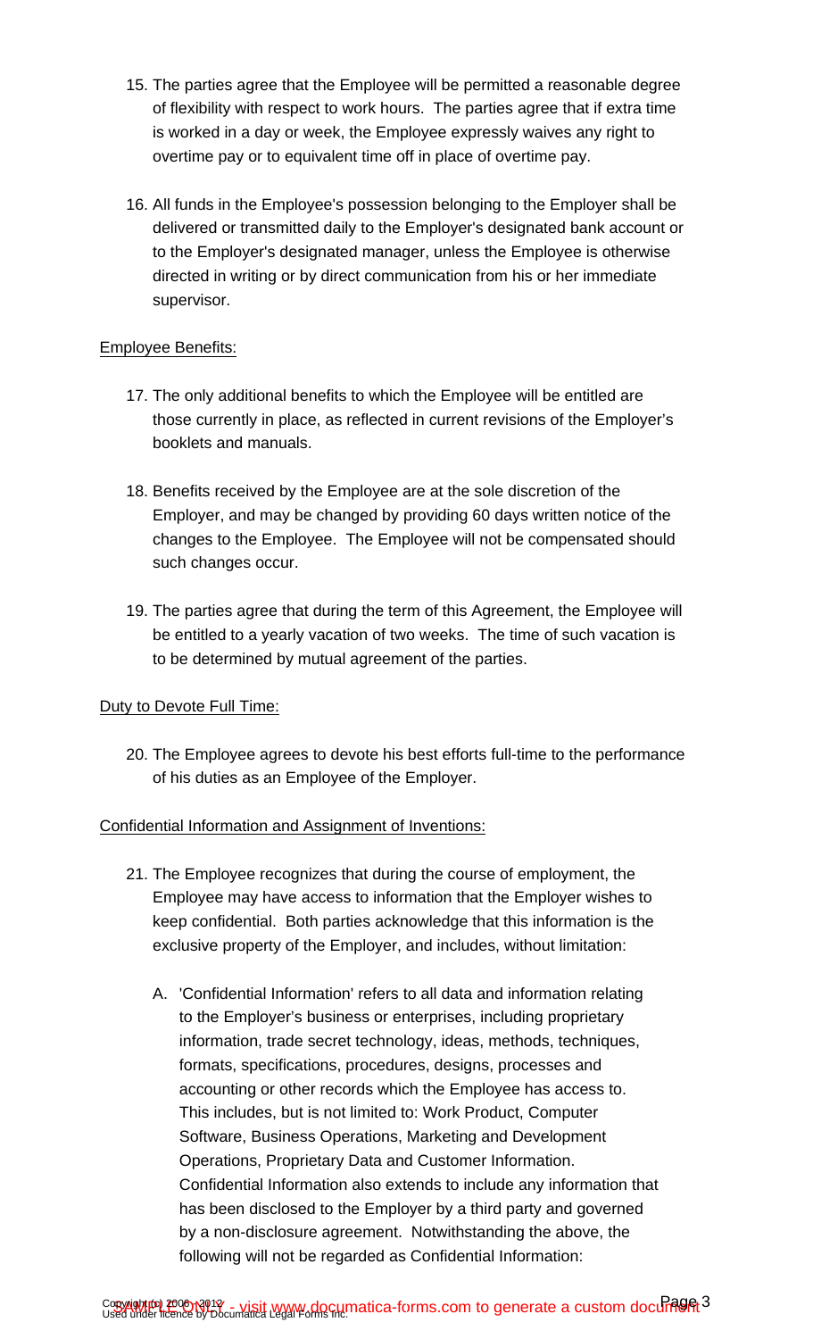15. The parties agree that the Employee will be permitted a reasonable degree of flexibility with respect to work hours. The parties agree that if extra time is worked in a day or week, the Employee expressly waives any right to overtime pay or to equivalent time off in place of overtime pay.

16. All funds in the Employee's possession belonging to the Employer shall be delivered or transmitted daily to the Employer's designated bank account or to the Employer's designated manager, unless the Employee is otherwise directed in writing or by direct communication from his or her immediate supervisor.

<u>Employee Benefits:</u>

17. The only additional benefits to which the Employee will be entitled are those currently in place, as reflected in current revisions of the Employer's booklets and manuals.

18. Benefits received by the Employee are at the sole discretion of the Employer, and may be changed by providing 60 days written notice of the changes to the Employee. The Employee will not be compensated should such changes occur.

19. The parties agree that during the term of this Agreement, the Employee will be entitled to a yearly vacation of two weeks. The time of such vacation is to be determined by mutual agreement of the parties.

<u>Duty to Devote Full Time:</u>

20. The Employee agrees to devote his best efforts full-time to the performance of his duties as an Employee of the Employer.

<u>Confidential Information and Assignment of Inventions:</u>

21. The Employee recognizes that during the course of employment, the Employee may have access to information that the Employer wishes to keep confidential. Both parties acknowledge that this information is the exclusive property of the Employer, and includes, without limitation:

    A. 'Confidential Information' refers to all data and information relating to the Employer's business or enterprises, including proprietary information, trade secret technology, ideas, methods, techniques, formats, specifications, procedures, designs, processes and accounting or other records which the Employee has access to. This includes, but is not limited to: Work Product, Computer Software, Business Operations, Marketing and Development Operations, Proprietary Data and Customer Information. Confidential Information also extends to include any information that has been disclosed to the Employer by a third party and governed by a non-disclosure agreement. Notwithstanding the above, the following will not be regarded as Confidential Information: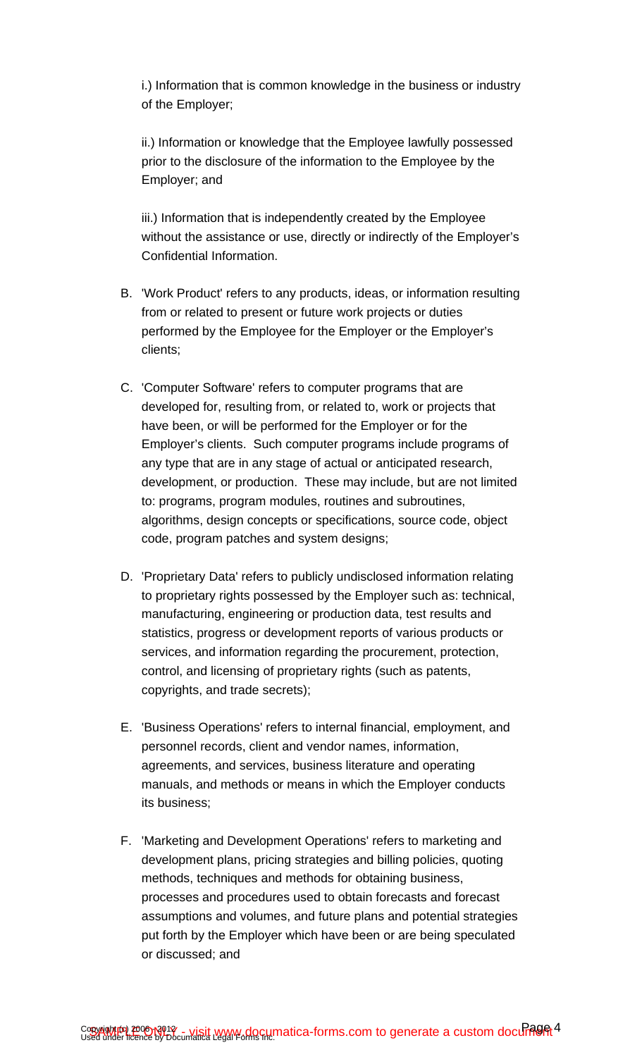i.) Information that is common knowledge in the business or industry of the Employer;

ii.) Information or knowledge that the Employee lawfully possessed prior to the disclosure of the information to the Employee by the Employer; and

iii.) Information that is independently created by the Employee without the assistance or use, directly or indirectly of the Employer's Confidential Information.

B. 'Work Product' refers to any products, ideas, or information resulting from or related to present or future work projects or duties performed by the Employee for the Employer or the Employer's clients;

C. 'Computer Software' refers to computer programs that are developed for, resulting from, or related to, work or projects that have been, or will be performed for the Employer or for the Employer's clients. Such computer programs include programs of any type that are in any stage of actual or anticipated research, development, or production. These may include, but are not limited to: programs, program modules, routines and subroutines, algorithms, design concepts or specifications, source code, object code, program patches and system designs;

D. 'Proprietary Data' refers to publicly undisclosed information relating to proprietary rights possessed by the Employer such as: technical, manufacturing, engineering or production data, test results and statistics, progress or development reports of various products or services, and information regarding the procurement, protection, control, and licensing of proprietary rights (such as patents, copyrights, and trade secrets);

E. 'Business Operations' refers to internal financial, employment, and personnel records, client and vendor names, information, agreements, and services, business literature and operating manuals, and methods or means in which the Employer conducts its business;

F. 'Marketing and Development Operations' refers to marketing and development plans, pricing strategies and billing policies, quoting methods, techniques and methods for obtaining business, processes and procedures used to obtain forecasts and forecast assumptions and volumes, and future plans and potential strategies put forth by the Employer which have been or are being speculated or discussed; and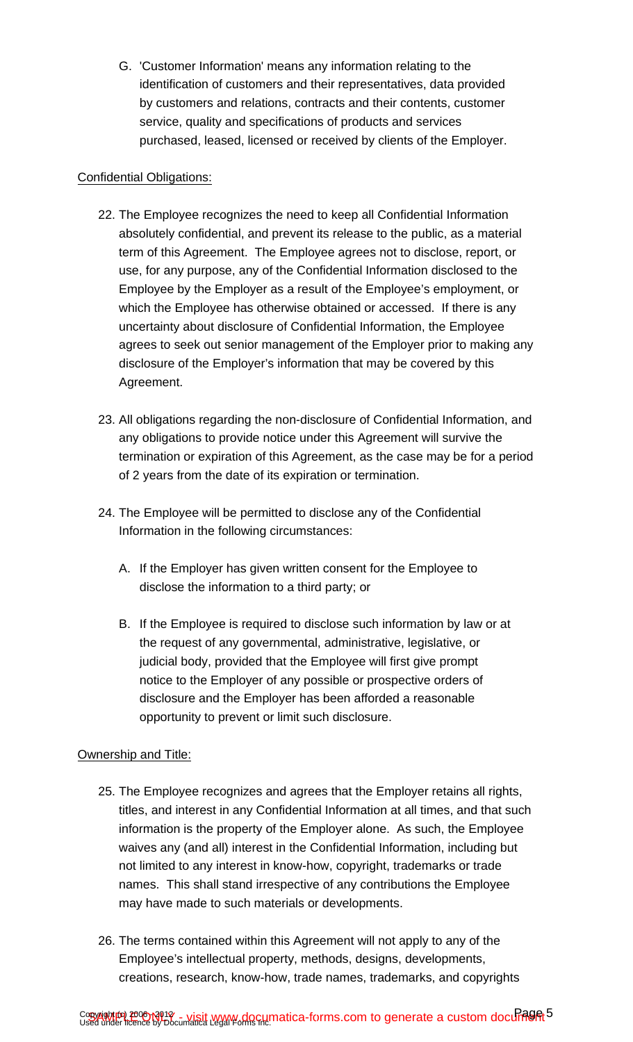G. 'Customer Information' means any information relating to the identification of customers and their representatives, data provided by customers and relations, contracts and their contents, customer service, quality and specifications of products and services purchased, leased, licensed or received by clients of the Employer.

Confidential Obligations:

22. The Employee recognizes the need to keep all Confidential Information absolutely confidential, and prevent its release to the public, as a material term of this Agreement. The Employee agrees not to disclose, report, or use, for any purpose, any of the Confidential Information disclosed to the Employee by the Employer as a result of the Employee's employment, or which the Employee has otherwise obtained or accessed. If there is any uncertainty about disclosure of Confidential Information, the Employee agrees to seek out senior management of the Employer prior to making any disclosure of the Employer's information that may be covered by this Agreement.

23. All obligations regarding the non-disclosure of Confidential Information, and any obligations to provide notice under this Agreement will survive the termination or expiration of this Agreement, as the case may be for a period of 2 years from the date of its expiration or termination.

24. The Employee will be permitted to disclose any of the Confidential Information in the following circumstances:

    A. If the Employer has given written consent for the Employee to disclose the information to a third party; or

    B. If the Employee is required to disclose such information by law or at the request of any governmental, administrative, legislative, or judicial body, provided that the Employee will first give prompt notice to the Employer of any possible or prospective orders of disclosure and the Employer has been afforded a reasonable opportunity to prevent or limit such disclosure.

Ownership and Title:

25. The Employee recognizes and agrees that the Employer retains all rights, titles, and interest in any Confidential Information at all times, and that such information is the property of the Employer alone. As such, the Employee waives any (and all) interest in the Confidential Information, including but not limited to any interest in know-how, copyright, trademarks or trade names. This shall stand irrespective of any contributions the Employee may have made to such materials or developments.

26. The terms contained within this Agreement will not apply to any of the Employee's intellectual property, methods, designs, developments, creations, research, know-how, trade names, trademarks, and copyrights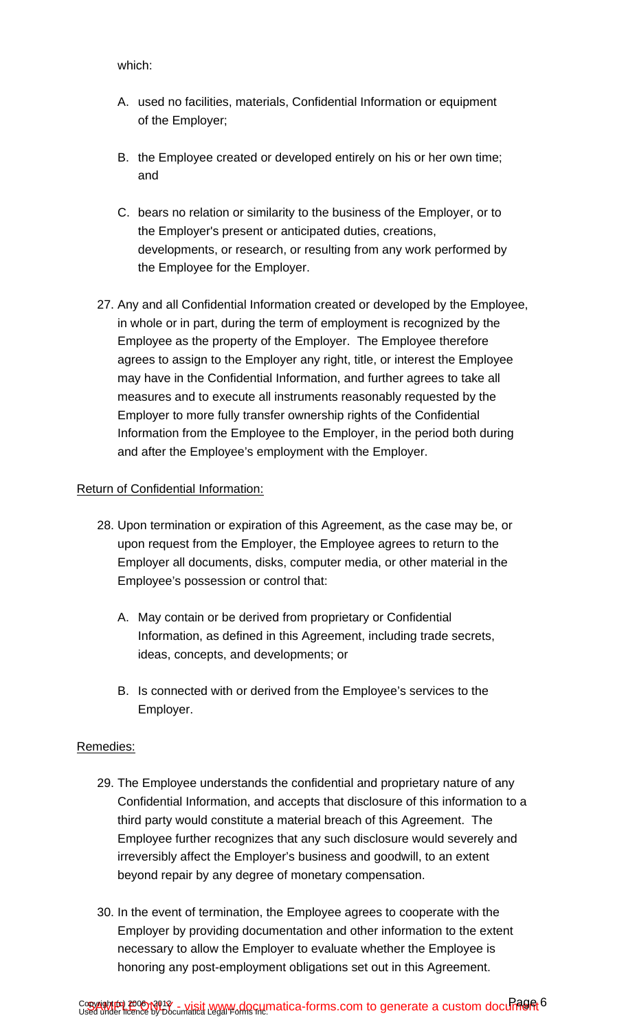which:

A. used no facilities, materials, Confidential Information or equipment of the Employer;

B. the Employee created or developed entirely on his or her own time; and

C. bears no relation or similarity to the business of the Employer, or to the Employer's present or anticipated duties, creations, developments, or research, or resulting from any work performed by the Employee for the Employer.

27. Any and all Confidential Information created or developed by the Employee, in whole or in part, during the term of employment is recognized by the Employee as the property of the Employer. The Employee therefore agrees to assign to the Employer any right, title, or interest the Employee may have in the Confidential Information, and further agrees to take all measures and to execute all instruments reasonably requested by the Employer to more fully transfer ownership rights of the Confidential Information from the Employee to the Employer, in the period both during and after the Employee's employment with the Employer.

Return of Confidential Information:

28. Upon termination or expiration of this Agreement, as the case may be, or upon request from the Employer, the Employee agrees to return to the Employer all documents, disks, computer media, or other material in the Employee's possession or control that:

   A. May contain or be derived from proprietary or Confidential Information, as defined in this Agreement, including trade secrets, ideas, concepts, and developments; or

   B. Is connected with or derived from the Employee's services to the Employer.

Remedies:

29. The Employee understands the confidential and proprietary nature of any Confidential Information, and accepts that disclosure of this information to a third party would constitute a material breach of this Agreement. The Employee further recognizes that any such disclosure would severely and irreversibly affect the Employer's business and goodwill, to an extent beyond repair by any degree of monetary compensation.

30. In the event of termination, the Employee agrees to cooperate with the Employer by providing documentation and other information to the extent necessary to allow the Employer to evaluate whether the Employee is honoring any post-employment obligations set out in this Agreement.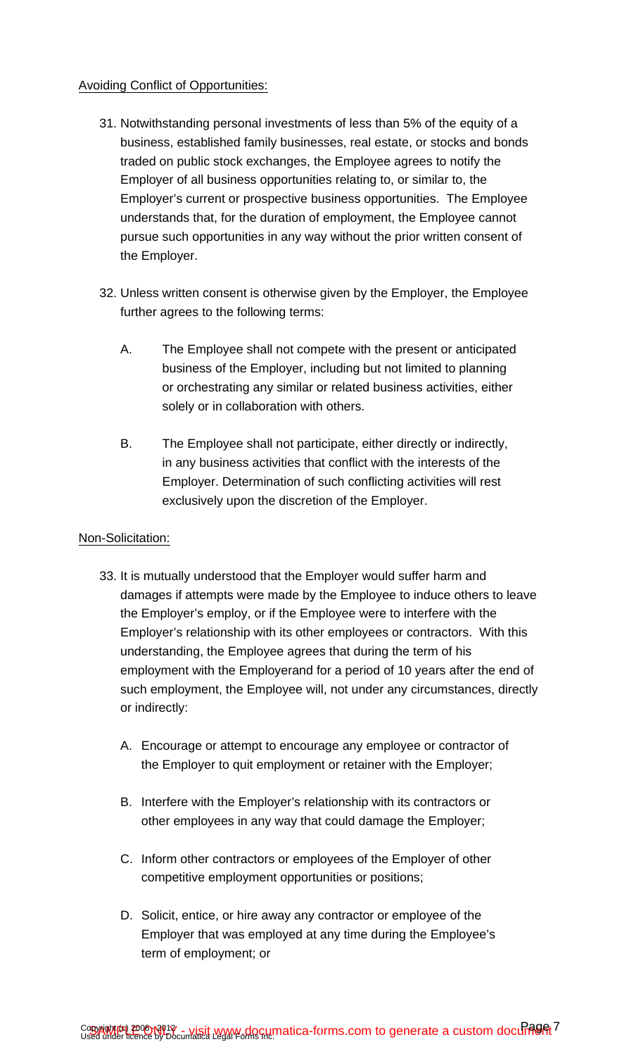Avoiding Conflict of Opportunities:

31. Notwithstanding personal investments of less than 5% of the equity of a business, established family businesses, real estate, or stocks and bonds traded on public stock exchanges, the Employee agrees to notify the Employer of all business opportunities relating to, or similar to, the Employer's current or prospective business opportunities. The Employee understands that, for the duration of employment, the Employee cannot pursue such opportunities in any way without the prior written consent of the Employer.

32. Unless written consent is otherwise given by the Employer, the Employee further agrees to the following terms:

    A. The Employee shall not compete with the present or anticipated business of the Employer, including but not limited to planning or orchestrating any similar or related business activities, either solely or in collaboration with others.

    B. The Employee shall not participate, either directly or indirectly, in any business activities that conflict with the interests of the Employer. Determination of such conflicting activities will rest exclusively upon the discretion of the Employer.

Non-Solicitation:

33. It is mutually understood that the Employer would suffer harm and damages if attempts were made by the Employee to induce others to leave the Employer's employ, or if the Employee were to interfere with the Employer's relationship with its other employees or contractors. With this understanding, the Employee agrees that during the term of his employment with the Employerand for a period of 10 years after the end of such employment, the Employee will, not under any circumstances, directly or indirectly:

    A. Encourage or attempt to encourage any employee or contractor of the Employer to quit employment or retainer with the Employer;

    B. Interfere with the Employer's relationship with its contractors or other employees in any way that could damage the Employer;

    C. Inform other contractors or employees of the Employer of other competitive employment opportunities or positions;

    D. Solicit, entice, or hire away any contractor or employee of the Employer that was employed at any time during the Employee's term of employment; or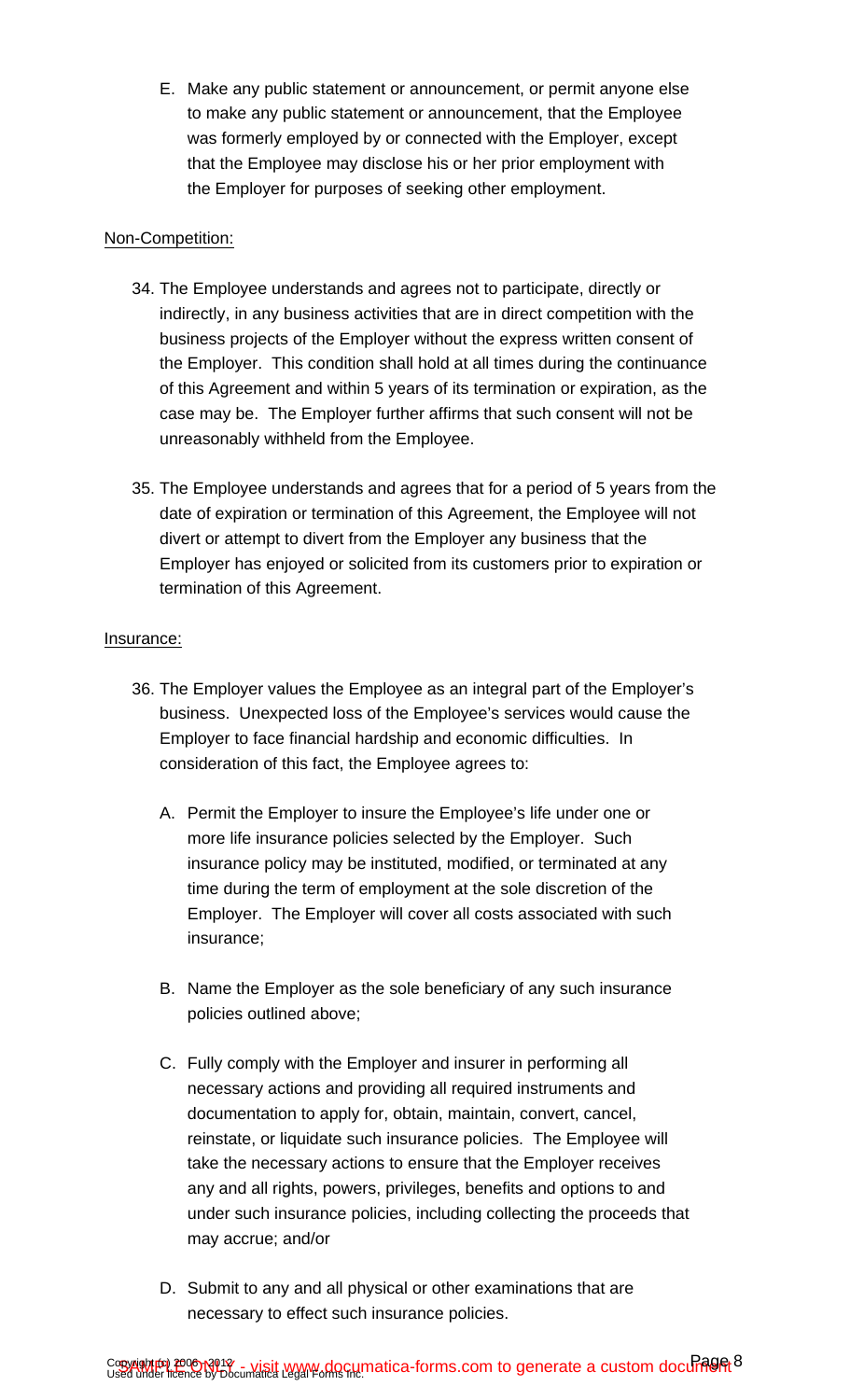E. Make any public statement or announcement, or permit anyone else to make any public statement or announcement, that the Employee was formerly employed by or connected with the Employer, except that the Employee may disclose his or her prior employment with the Employer for purposes of seeking other employment.

<u>Non-Competition:</u>

34. The Employee understands and agrees not to participate, directly or indirectly, in any business activities that are in direct competition with the business projects of the Employer without the express written consent of the Employer. This condition shall hold at all times during the continuance of this Agreement and within 5 years of its termination or expiration, as the case may be. The Employer further affirms that such consent will not be unreasonably withheld from the Employee.

35. The Employee understands and agrees that for a period of 5 years from the date of expiration or termination of this Agreement, the Employee will not divert or attempt to divert from the Employer any business that the Employer has enjoyed or solicited from its customers prior to expiration or termination of this Agreement.

<u>Insurance:</u>

36. The Employer values the Employee as an integral part of the Employer's business. Unexpected loss of the Employee's services would cause the Employer to face financial hardship and economic difficulties. In consideration of this fact, the Employee agrees to:

    A. Permit the Employer to insure the Employee's life under one or more life insurance policies selected by the Employer. Such insurance policy may be instituted, modified, or terminated at any time during the term of employment at the sole discretion of the Employer. The Employer will cover all costs associated with such insurance;

    B. Name the Employer as the sole beneficiary of any such insurance policies outlined above;

    C. Fully comply with the Employer and insurer in performing all necessary actions and providing all required instruments and documentation to apply for, obtain, maintain, convert, cancel, reinstate, or liquidate such insurance policies. The Employee will take the necessary actions to ensure that the Employer receives any and all rights, powers, privileges, benefits and options to and under such insurance policies, including collecting the proceeds that may accrue; and/or

    D. Submit to any and all physical or other examinations that are necessary to effect such insurance policies.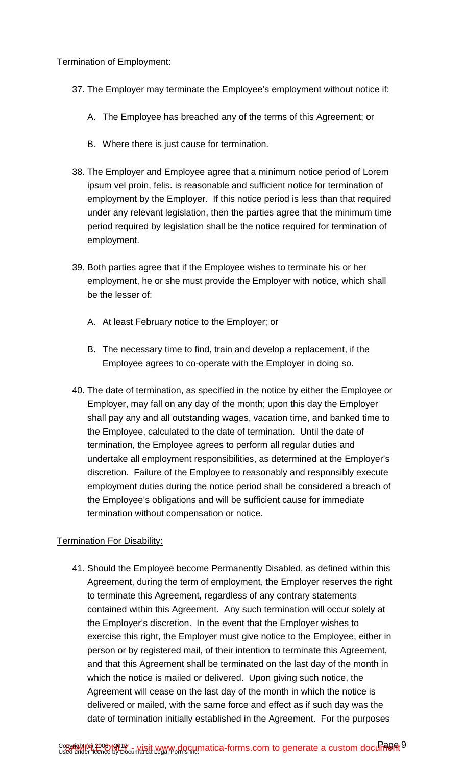Termination of Employment:

37. The Employer may terminate the Employee's employment without notice if:

    A. The Employee has breached any of the terms of this Agreement; or

    B. Where there is just cause for termination.

38. The Employer and Employee agree that a minimum notice period of Lorem ipsum vel proin, felis. is reasonable and sufficient notice for termination of employment by the Employer. If this notice period is less than that required under any relevant legislation, then the parties agree that the minimum time period required by legislation shall be the notice required for termination of employment.

39. Both parties agree that if the Employee wishes to terminate his or her employment, he or she must provide the Employer with notice, which shall be the lesser of:

    A. At least February notice to the Employer; or

    B. The necessary time to find, train and develop a replacement, if the Employee agrees to co-operate with the Employer in doing so.

40. The date of termination, as specified in the notice by either the Employee or Employer, may fall on any day of the month; upon this day the Employer shall pay any and all outstanding wages, vacation time, and banked time to the Employee, calculated to the date of termination. Until the date of termination, the Employee agrees to perform all regular duties and undertake all employment responsibilities, as determined at the Employer's discretion. Failure of the Employee to reasonably and responsibly execute employment duties during the notice period shall be considered a breach of the Employee's obligations and will be sufficient cause for immediate termination without compensation or notice.

Termination For Disability:

41. Should the Employee become Permanently Disabled, as defined within this Agreement, during the term of employment, the Employer reserves the right to terminate this Agreement, regardless of any contrary statements contained within this Agreement. Any such termination will occur solely at the Employer's discretion. In the event that the Employer wishes to exercise this right, the Employer must give notice to the Employee, either in person or by registered mail, of their intention to terminate this Agreement, and that this Agreement shall be terminated on the last day of the month in which the notice is mailed or delivered. Upon giving such notice, the Agreement will cease on the last day of the month in which the notice is delivered or mailed, with the same force and effect as if such day was the date of termination initially established in the Agreement. For the purposes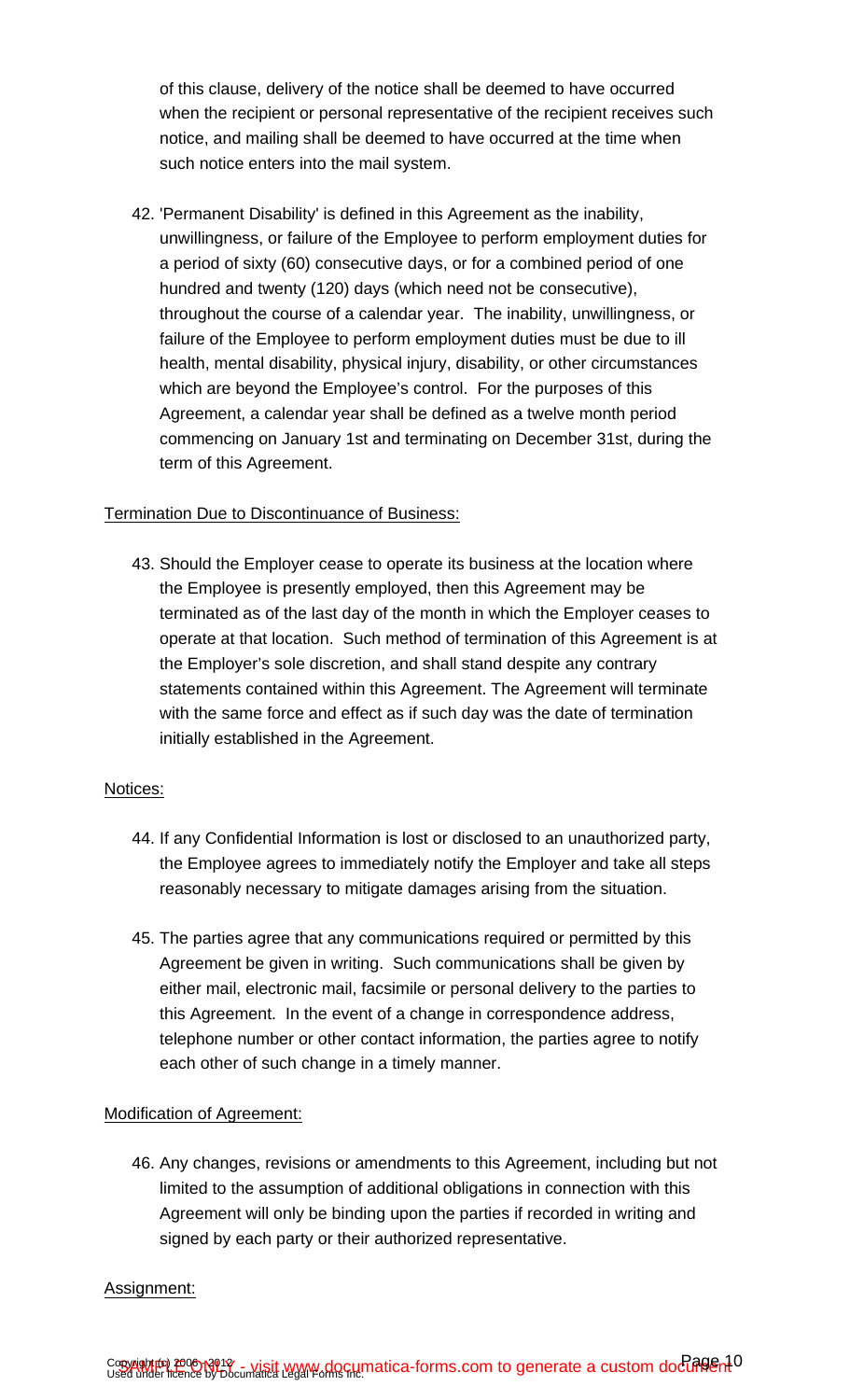of this clause, delivery of the notice shall be deemed to have occurred when the recipient or personal representative of the recipient receives such notice, and mailing shall be deemed to have occurred at the time when such notice enters into the mail system.

42. 'Permanent Disability' is defined in this Agreement as the inability, unwillingness, or failure of the Employee to perform employment duties for a period of sixty (60) consecutive days, or for a combined period of one hundred and twenty (120) days (which need not be consecutive), throughout the course of a calendar year. The inability, unwillingness, or failure of the Employee to perform employment duties must be due to ill health, mental disability, physical injury, disability, or other circumstances which are beyond the Employee's control. For the purposes of this Agreement, a calendar year shall be defined as a twelve month period commencing on January 1st and terminating on December 31st, during the term of this Agreement.

<u>Termination Due to Discontinuance of Business:</u>

43. Should the Employer cease to operate its business at the location where the Employee is presently employed, then this Agreement may be terminated as of the last day of the month in which the Employer ceases to operate at that location. Such method of termination of this Agreement is at the Employer's sole discretion, and shall stand despite any contrary statements contained within this Agreement. The Agreement will terminate with the same force and effect as if such day was the date of termination initially established in the Agreement.

<u>Notices:</u>

44. If any Confidential Information is lost or disclosed to an unauthorized party, the Employee agrees to immediately notify the Employer and take all steps reasonably necessary to mitigate damages arising from the situation.

45. The parties agree that any communications required or permitted by this Agreement be given in writing. Such communications shall be given by either mail, electronic mail, facsimile or personal delivery to the parties to this Agreement. In the event of a change in correspondence address, telephone number or other contact information, the parties agree to notify each other of such change in a timely manner.

<u>Modification of Agreement:</u>

46. Any changes, revisions or amendments to this Agreement, including but not limited to the assumption of additional obligations in connection with this Agreement will only be binding upon the parties if recorded in writing and signed by each party or their authorized representative.

<u>Assignment:</u>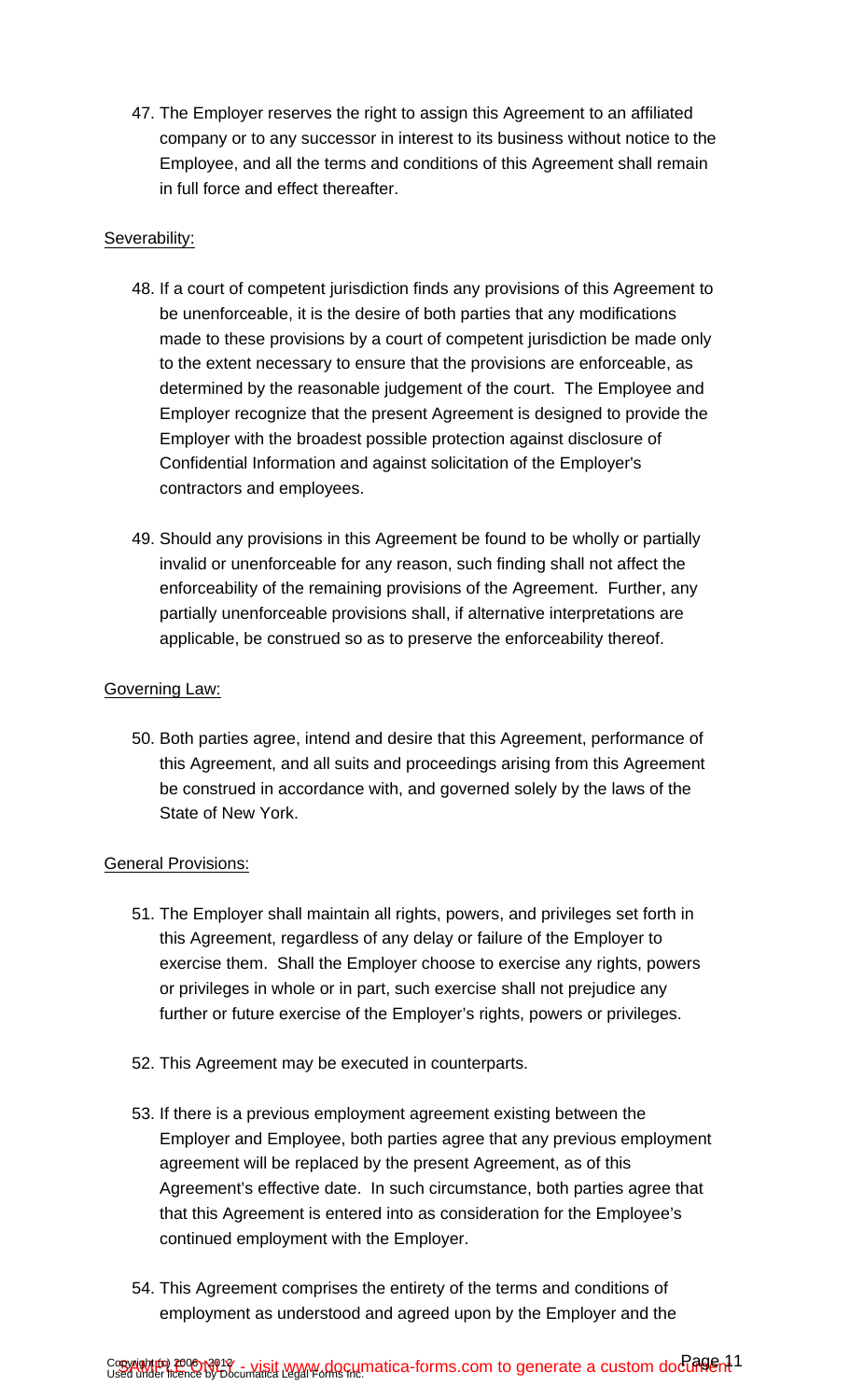47. The Employer reserves the right to assign this Agreement to an affiliated company or to any successor in interest to its business without notice to the Employee, and all the terms and conditions of this Agreement shall remain in full force and effect thereafter.

Severability:

48. If a court of competent jurisdiction finds any provisions of this Agreement to be unenforceable, it is the desire of both parties that any modifications made to these provisions by a court of competent jurisdiction be made only to the extent necessary to ensure that the provisions are enforceable, as determined by the reasonable judgement of the court. The Employee and Employer recognize that the present Agreement is designed to provide the Employer with the broadest possible protection against disclosure of Confidential Information and against solicitation of the Employer's contractors and employees.

49. Should any provisions in this Agreement be found to be wholly or partially invalid or unenforceable for any reason, such finding shall not affect the enforceability of the remaining provisions of the Agreement. Further, any partially unenforceable provisions shall, if alternative interpretations are applicable, be construed so as to preserve the enforceability thereof.

Governing Law:

50. Both parties agree, intend and desire that this Agreement, performance of this Agreement, and all suits and proceedings arising from this Agreement be construed in accordance with, and governed solely by the laws of the State of New York.

General Provisions:

51. The Employer shall maintain all rights, powers, and privileges set forth in this Agreement, regardless of any delay or failure of the Employer to exercise them. Shall the Employer choose to exercise any rights, powers or privileges in whole or in part, such exercise shall not prejudice any further or future exercise of the Employer's rights, powers or privileges.

52. This Agreement may be executed in counterparts.

53. If there is a previous employment agreement existing between the Employer and Employee, both parties agree that any previous employment agreement will be replaced by the present Agreement, as of this Agreement's effective date. In such circumstance, both parties agree that that this Agreement is entered into as consideration for the Employee's continued employment with the Employer.

54. This Agreement comprises the entirety of the terms and conditions of employment as understood and agreed upon by the Employer and the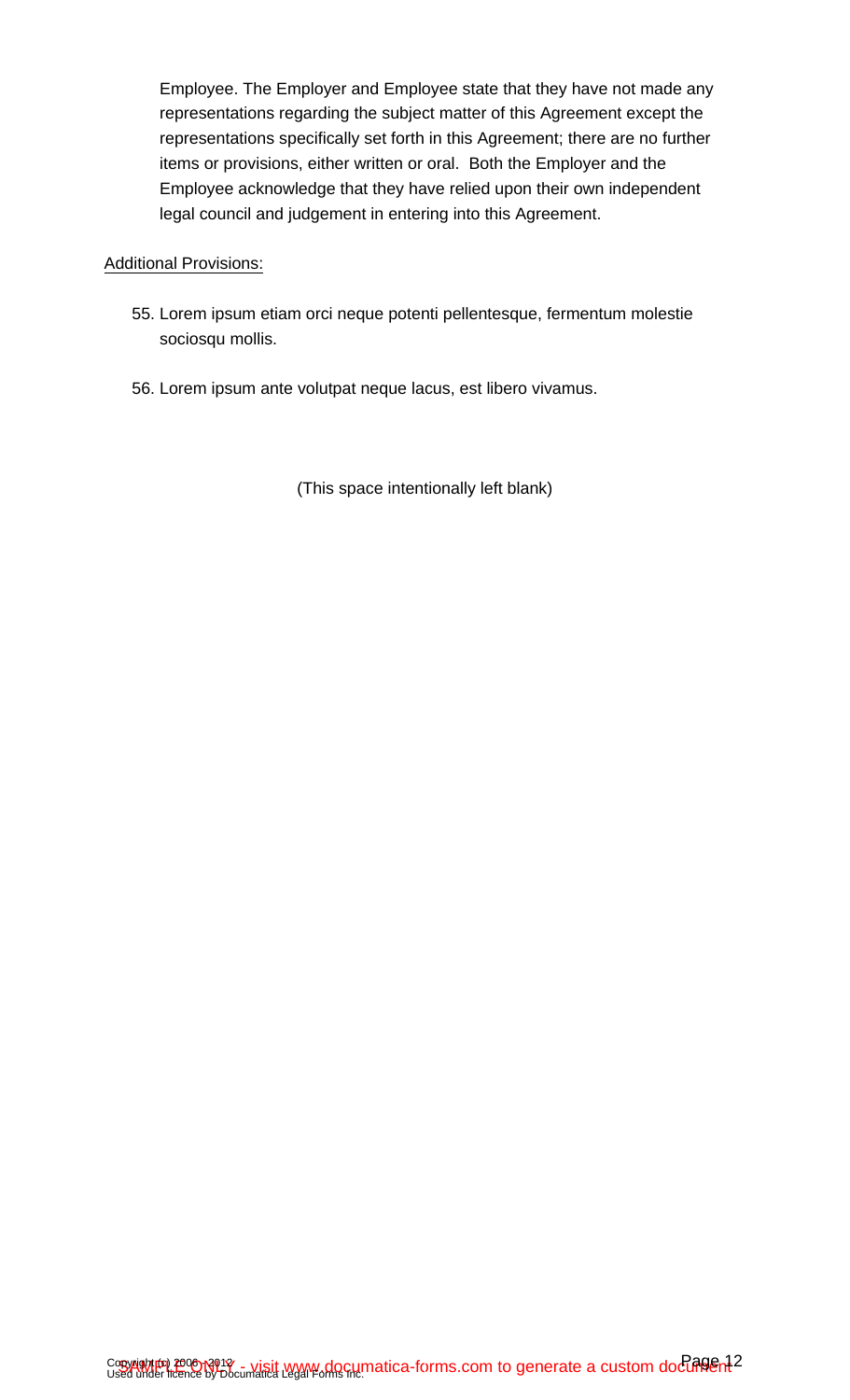Employee. The Employer and Employee state that they have not made any representations regarding the subject matter of this Agreement except the representations specifically set forth in this Agreement; there are no further items or provisions, either written or oral. Both the Employer and the Employee acknowledge that they have relied upon their own independent legal council and judgement in entering into this Agreement.

Additional Provisions:

55. Lorem ipsum etiam orci neque potenti pellentesque, fermentum molestie sociosqu mollis.

56. Lorem ipsum ante volutpat neque lacus, est libero vivamus.

(This space intentionally left blank)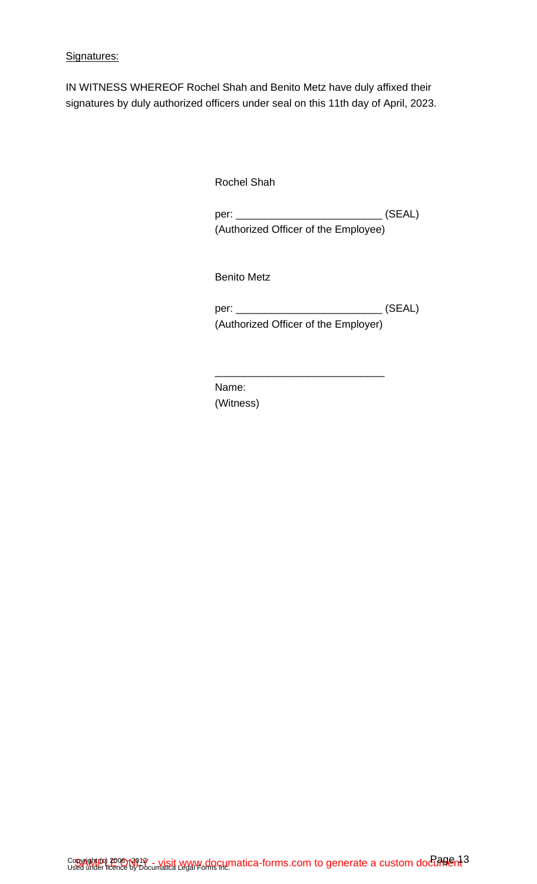Signatures:

IN WITNESS WHEREOF Rochel Shah and Benito Metz have duly affixed their signatures by duly authorized officers under seal on this 11th day of April, 2023.

Rochel Shah

per: ________________________ (SEAL)
(Authorized Officer of the Employee)

Benito Metz

per: ________________________ (SEAL)
(Authorized Officer of the Employer)

____________________________
Name:
(Witness)